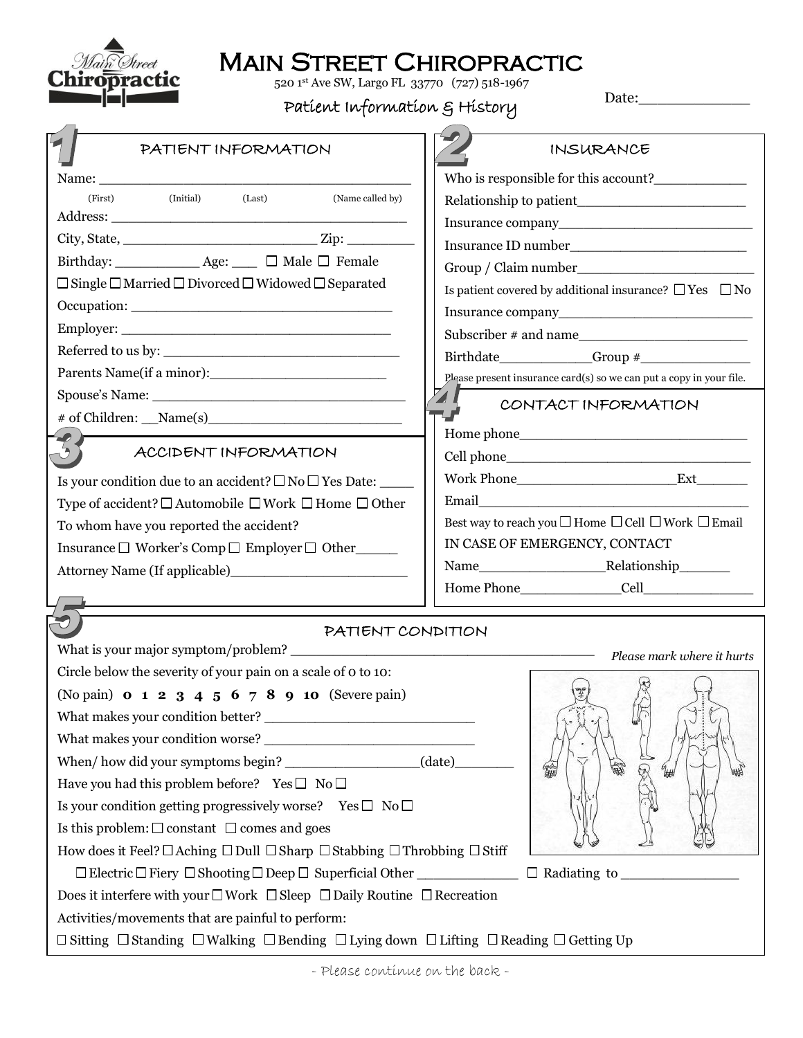# Main Street Chiropractic

520 1st Ave SW, Largo FL 33770 (727) 518-1967

## Patient Information & History

Date:____________

### 1 PATIENT INFORMATION

Name: ______________________________________
(First) (Initial) (Last) (Name called by)

Address: ____________________________________

City, State, ______________________ Zip: ________

Birthday: __________ Age: ___ ☐ Male ☐ Female

☐ Single ☐ Married ☐ Divorced ☐ Widowed ☐ Separated

Occupation: _______________________________

Employer: _________________________________

Referred to us by: ___________________________

Parents Name(if a minor):_____________________

Spouse's Name: _____________________________

# of Children: __Name(s)______________________

### 2 INSURANCE

Who is responsible for this account?___________

Relationship to patient____________________

Insurance company_______________________

Insurance ID number______________________

Group / Claim number_____________________

Is patient covered by additional insurance? ☐ Yes ☐ No

Insurance company_______________________

Subscriber # and name____________________

Birthdate___________Group #_____________

Please present insurance card(s) so we can put a copy in your file.

### 3 ACCIDENT INFORMATION

Is your condition due to an accident? ☐ No ☐ Yes Date: ____

Type of accident? ☐ Automobile ☐ Work ☐ Home ☐ Other

To whom have you reported the accident?

Insurance ☐ Worker's Comp ☐ Employer ☐ Other_____

Attorney Name (If applicable)_____________________

### 4 CONTACT INFORMATION

Home phone__________________________

Cell phone____________________________

Work Phone__________________Ext______

Email________________________________

Best way to reach you ☐ Home ☐ Cell ☐ Work ☐ Email

IN CASE OF EMERGENCY, CONTACT

Name______________Relationship______

Home Phone____________Cell_____________

### 5 PATIENT CONDITION

What is your major symptom/problem? _______________________________

*Please mark where it hurts*

Circle below the severity of your pain on a scale of 0 to 10:

(No pain) **0 1 2 3 4 5 6 7 8 9 10** (Severe pain)

What makes your condition better? ______________________

What makes your condition worse? ______________________

When/ how did your symptoms begin? _______________(date)_______

Have you had this problem before? Yes ☐ No ☐

Is your condition getting progressively worse? Yes ☐ No ☐

Is this problem: ☐ constant ☐ comes and goes

How does it Feel? ☐ Aching ☐ Dull ☐ Sharp ☐ Stabbing ☐ Throbbing ☐ Stiff

☐ Electric ☐ Fiery ☐ Shooting ☐ Deep ☐ Superficial Other ___________ ☐ Radiating to ____________

Does it interfere with your ☐ Work ☐ Sleep ☐ Daily Routine ☐ Recreation

Activities/movements that are painful to perform:

☐ Sitting ☐ Standing ☐ Walking ☐ Bending ☐ Lying down ☐ Lifting ☐ Reading ☐ Getting Up

- Please continue on the back -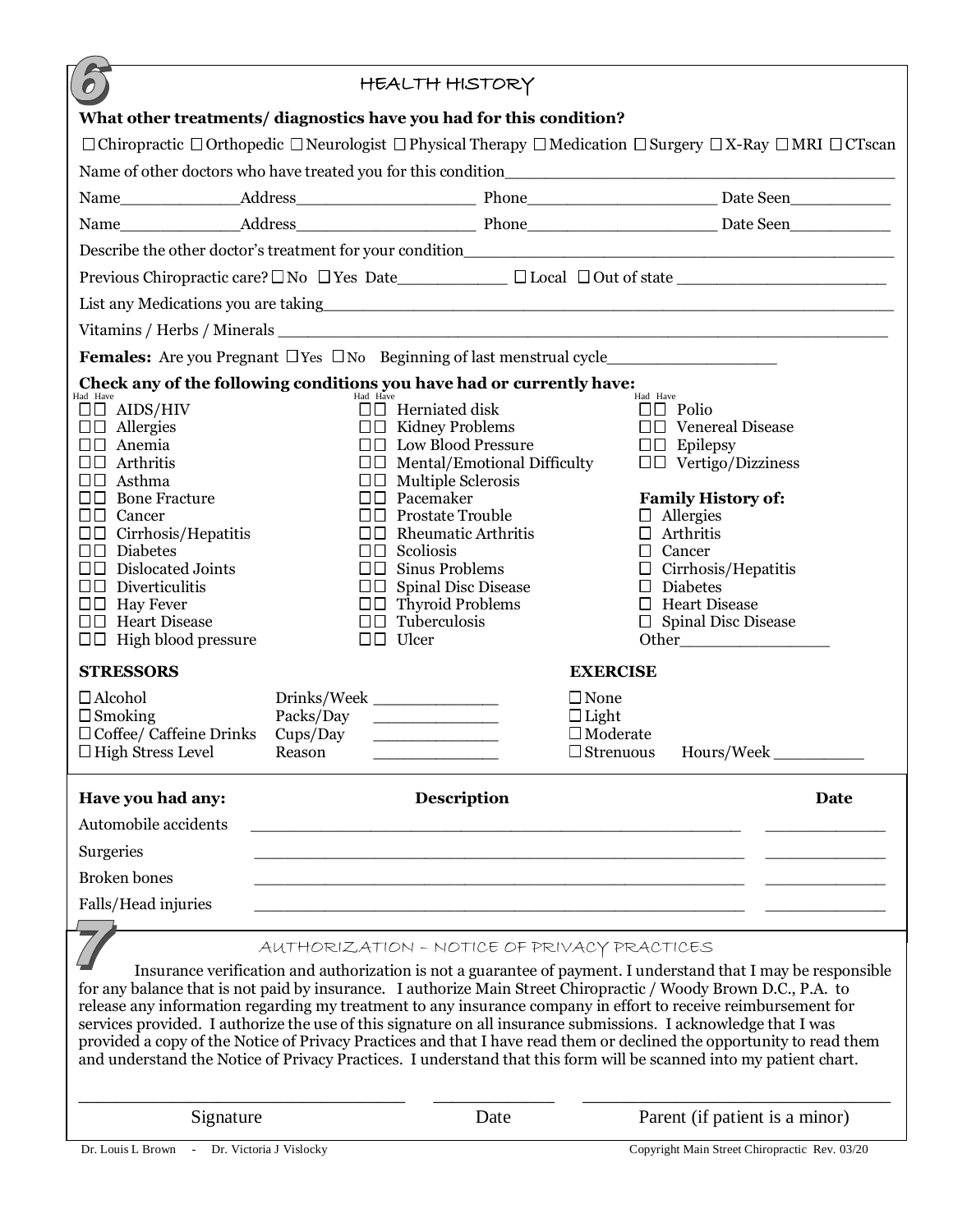## 6 HEALTH HISTORY

**What other treatments/ diagnostics have you had for this condition?**

☐ Chiropractic ☐ Orthopedic ☐ Neurologist ☐ Physical Therapy ☐ Medication ☐ Surgery ☐ X-Ray ☐ MRI ☐ CTscan

Name of other doctors who have treated you for this condition_______________________________________

Name_____________ Address___________________ Phone___________________ Date Seen___________

Name_____________ Address___________________ Phone___________________ Date Seen___________

Describe the other doctor's treatment for your condition_______________________________________

Previous Chiropractic care? ☐ No ☐ Yes Date___________ ☐ Local ☐ Out of state ____________________

List any Medications you are taking_______________________________________________________

Vitamins / Herbs / Minerals ______________________________________________________________

**Females:** Are you Pregnant ☐ Yes ☐ No Beginning of last menstrual cycle_________________

**Check any of the following conditions you have had or currently have:**

| Had | Have | Condition | Had | Have | Condition | Had | Have | Condition |
|---|---|---|---|---|---|---|---|---|
| ☐ | ☐ | AIDS/HIV | ☐ | ☐ | Herniated disk | ☐ | ☐ | Polio |
| ☐ | ☐ | Allergies | ☐ | ☐ | Kidney Problems | ☐ | ☐ | Venereal Disease |
| ☐ | ☐ | Anemia | ☐ | ☐ | Low Blood Pressure | ☐ | ☐ | Epilepsy |
| ☐ | ☐ | Arthritis | ☐ | ☐ | Mental/Emotional Difficulty | ☐ | ☐ | Vertigo/Dizziness |
| ☐ | ☐ | Asthma | ☐ | ☐ | Multiple Sclerosis | | | |
| ☐ | ☐ | Bone Fracture | ☐ | ☐ | Pacemaker | | | **Family History of:** |
| ☐ | ☐ | Cancer | ☐ | ☐ | Prostate Trouble | ☐ | | Allergies |
| ☐ | ☐ | Cirrhosis/Hepatitis | ☐ | ☐ | Rheumatic Arthritis | ☐ | | Arthritis |
| ☐ | ☐ | Diabetes | ☐ | ☐ | Scoliosis | ☐ | | Cancer |
| ☐ | ☐ | Dislocated Joints | ☐ | ☐ | Sinus Problems | ☐ | | Cirrhosis/Hepatitis |
| ☐ | ☐ | Diverticulitis | ☐ | ☐ | Spinal Disc Disease | ☐ | | Diabetes |
| ☐ | ☐ | Hay Fever | ☐ | ☐ | Thyroid Problems | ☐ | | Heart Disease |
| ☐ | ☐ | Heart Disease | ☐ | ☐ | Tuberculosis | ☐ | | Spinal Disc Disease |
| ☐ | ☐ | High blood pressure | ☐ | ☐ | Ulcer | | | Other______________ |

**STRESSORS**

- ☐ Alcohol — Drinks/Week ____________
- ☐ Smoking — Packs/Day ____________
- ☐ Coffee/ Caffeine Drinks — Cups/Day ____________
- ☐ High Stress Level — Reason ____________

**EXERCISE**

- ☐ None
- ☐ Light
- ☐ Moderate
- ☐ Strenuous — Hours/Week __________

| Have you had any: | Description | Date |
|---|---|---|
| Automobile accidents | _____________________________ | ___________ |
| Surgeries | _____________________________ | ___________ |
| Broken bones | _____________________________ | ___________ |
| Falls/Head injuries | _____________________________ | ___________ |

## 7 AUTHORIZATION - NOTICE OF PRIVACY PRACTICES

Insurance verification and authorization is not a guarantee of payment. I understand that I may be responsible for any balance that is not paid by insurance. I authorize Main Street Chiropractic / Woody Brown D.C., P.A. to release any information regarding my treatment to any insurance company in effort to receive reimbursement for services provided. I authorize the use of this signature on all insurance submissions. I acknowledge that I was provided a copy of the Notice of Privacy Practices and that I have read them or declined the opportunity to read them and understand the Notice of Privacy Practices. I understand that this form will be scanned into my patient chart.

______________________________ ____________ ______________________________

Signature Date Parent (if patient is a minor)

Dr. Louis L Brown - Dr. Victoria J Vislocky

Copyright Main Street Chiropractic Rev. 03/20